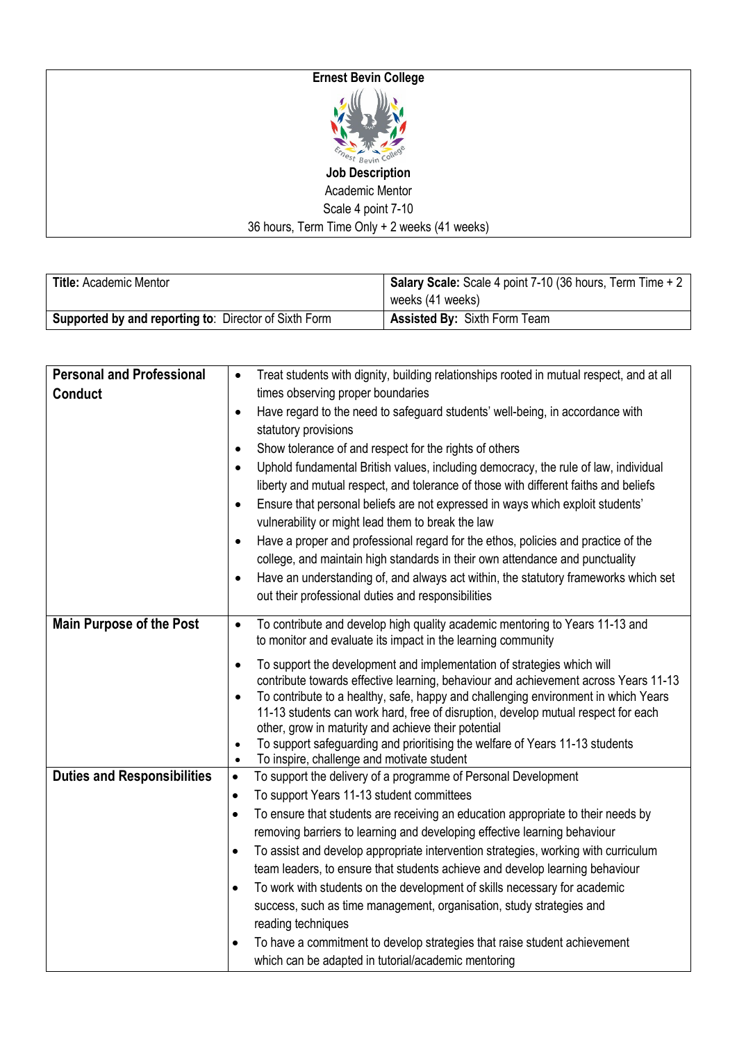**Ernest Bevin College**

**Job Description**

Academic Mentor

Scale 4 point 7-10

36 hours, Term Time Only + 2 weeks (41 weeks)

| **Title:** Academic Mentor | **Salary Scale:** Scale 4 point 7-10 (36 hours, Term Time + 2 weeks (41 weeks) |
|---|---|
| **Supported by and reporting to**: Director of Sixth Form | **Assisted By:** Sixth Form Team |

| | |
|---|---|
| **Personal and Professional Conduct** | • Treat students with dignity, building relationships rooted in mutual respect, and at all times observing proper boundaries<br>• Have regard to the need to safeguard students' well-being, in accordance with statutory provisions<br>• Show tolerance of and respect for the rights of others<br>• Uphold fundamental British values, including democracy, the rule of law, individual liberty and mutual respect, and tolerance of those with different faiths and beliefs<br>• Ensure that personal beliefs are not expressed in ways which exploit students' vulnerability or might lead them to break the law<br>• Have a proper and professional regard for the ethos, policies and practice of the college, and maintain high standards in their own attendance and punctuality<br>• Have an understanding of, and always act within, the statutory frameworks which set out their professional duties and responsibilities |
| **Main Purpose of the Post** | • To contribute and develop high quality academic mentoring to Years 11-13 and to monitor and evaluate its impact in the learning community<br>• To support the development and implementation of strategies which will contribute towards effective learning, behaviour and achievement across Years 11-13<br>• To contribute to a healthy, safe, happy and challenging environment in which Years 11-13 students can work hard, free of disruption, develop mutual respect for each other, grow in maturity and achieve their potential<br>• To support safeguarding and prioritising the welfare of Years 11-13 students<br>• To inspire, challenge and motivate student |
| **Duties and Responsibilities** | • To support the delivery of a programme of Personal Development<br>• To support Years 11-13 student committees<br>• To ensure that students are receiving an education appropriate to their needs by removing barriers to learning and developing effective learning behaviour<br>• To assist and develop appropriate intervention strategies, working with curriculum team leaders, to ensure that students achieve and develop learning behaviour<br>• To work with students on the development of skills necessary for academic success, such as time management, organisation, study strategies and reading techniques<br>• To have a commitment to develop strategies that raise student achievement which can be adapted in tutorial/academic mentoring |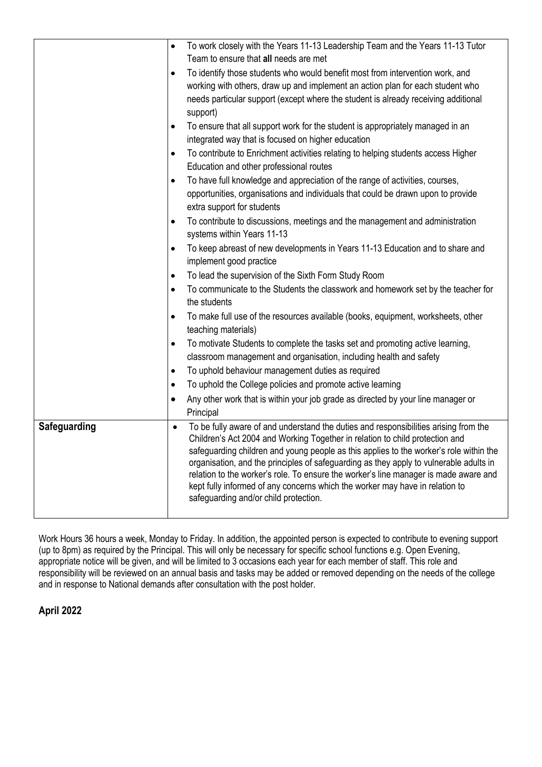| | |
|---|---|
| | • To work closely with the Years 11-13 Leadership Team and the Years 11-13 Tutor Team to ensure that **all** needs are met<br>• To identify those students who would benefit most from intervention work, and working with others, draw up and implement an action plan for each student who needs particular support (except where the student is already receiving additional support)<br>• To ensure that all support work for the student is appropriately managed in an integrated way that is focused on higher education<br>• To contribute to Enrichment activities relating to helping students access Higher Education and other professional routes<br>• To have full knowledge and appreciation of the range of activities, courses, opportunities, organisations and individuals that could be drawn upon to provide extra support for students<br>• To contribute to discussions, meetings and the management and administration systems within Years 11-13<br>• To keep abreast of new developments in Years 11-13 Education and to share and implement good practice<br>• To lead the supervision of the Sixth Form Study Room<br>• To communicate to the Students the classwork and homework set by the teacher for the students<br>• To make full use of the resources available (books, equipment, worksheets, other teaching materials)<br>• To motivate Students to complete the tasks set and promoting active learning, classroom management and organisation, including health and safety<br>• To uphold behaviour management duties as required<br>• To uphold the College policies and promote active learning<br>• Any other work that is within your job grade as directed by your line manager or Principal |
| **Safeguarding** | • To be fully aware of and understand the duties and responsibilities arising from the Children's Act 2004 and Working Together in relation to child protection and safeguarding children and young people as this applies to the worker's role within the organisation, and the principles of safeguarding as they apply to vulnerable adults in relation to the worker's role. To ensure the worker's line manager is made aware and kept fully informed of any concerns which the worker may have in relation to safeguarding and/or child protection. |

Work Hours 36 hours a week, Monday to Friday. In addition, the appointed person is expected to contribute to evening support (up to 8pm) as required by the Principal. This will only be necessary for specific school functions e.g. Open Evening, appropriate notice will be given, and will be limited to 3 occasions each year for each member of staff. This role and responsibility will be reviewed on an annual basis and tasks may be added or removed depending on the needs of the college and in response to National demands after consultation with the post holder.

**April 2022**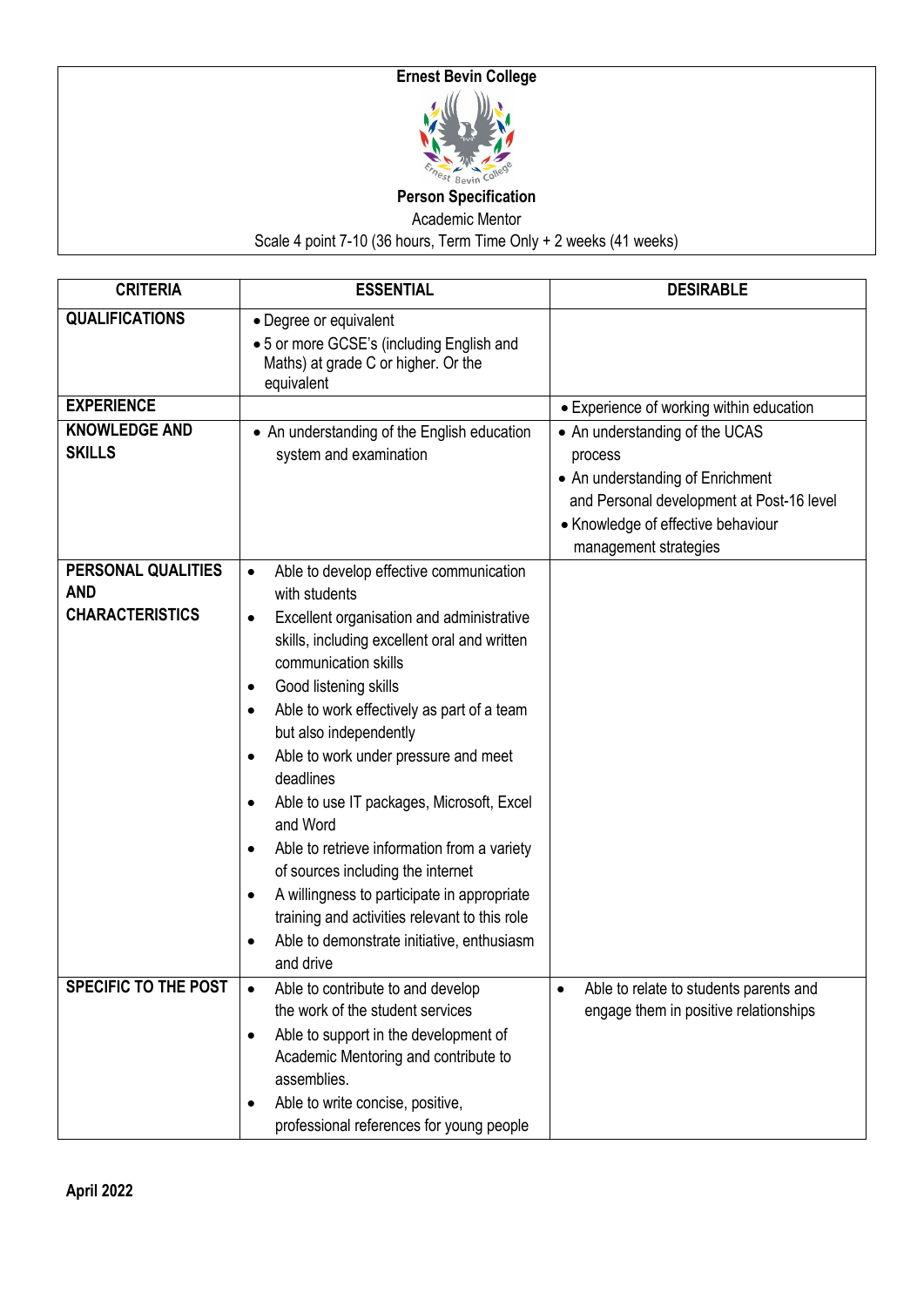**Ernest Bevin College**

**Person Specification**

Academic Mentor

Scale 4 point 7-10 (36 hours, Term Time Only + 2 weeks (41 weeks)

| CRITERIA | ESSENTIAL | DESIRABLE |
|---|---|---|
| **QUALIFICATIONS** | • Degree or equivalent<br>• 5 or more GCSE's (including English and Maths) at grade C or higher. Or the equivalent | |
| **EXPERIENCE** | | • Experience of working within education |
| **KNOWLEDGE AND SKILLS** | • An understanding of the English education system and examination | • An understanding of the UCAS process<br>• An understanding of Enrichment and Personal development at Post-16 level<br>• Knowledge of effective behaviour management strategies |
| **PERSONAL QUALITIES AND CHARACTERISTICS** | • Able to develop effective communication with students<br>• Excellent organisation and administrative skills, including excellent oral and written communication skills<br>• Good listening skills<br>• Able to work effectively as part of a team but also independently<br>• Able to work under pressure and meet deadlines<br>• Able to use IT packages, Microsoft, Excel and Word<br>• Able to retrieve information from a variety of sources including the internet<br>• A willingness to participate in appropriate training and activities relevant to this role<br>• Able to demonstrate initiative, enthusiasm and drive | |
| **SPECIFIC TO THE POST** | • Able to contribute to and develop the work of the student services<br>• Able to support in the development of Academic Mentoring and contribute to assemblies.<br>• Able to write concise, positive, professional references for young people | • Able to relate to students parents and engage them in positive relationships |

**April 2022**